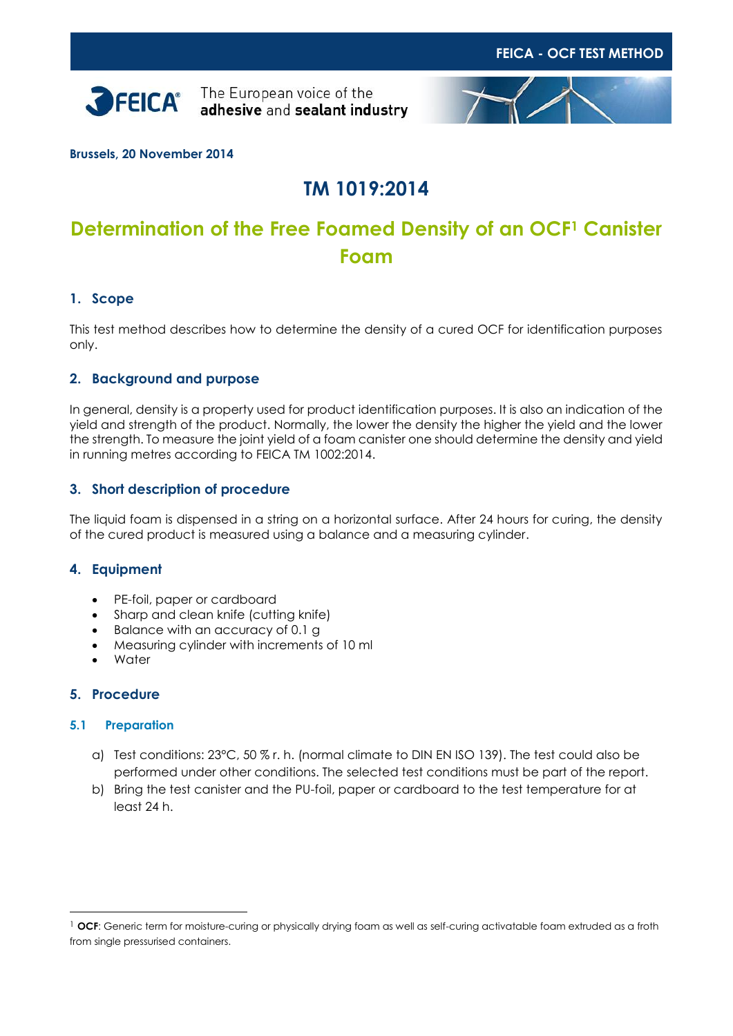FEICA - OCF TEST METHOD

FEICA® The European voice of the **adhesive** and **sealant industry**

**Brussels, 20 November 2014**

# TM 1019:2014

# Determination of the Free Foamed Density of an OCF[1] Canister Foam

## 1. Scope

This test method describes how to determine the density of a cured OCF for identification purposes only.

## 2. Background and purpose

In general, density is a property used for product identification purposes. It is also an indication of the yield and strength of the product. Normally, the lower the density the higher the yield and the lower the strength. To measure the joint yield of a foam canister one should determine the density and yield in running metres according to FEICA TM 1002:2014.

## 3. Short description of procedure

The liquid foam is dispensed in a string on a horizontal surface. After 24 hours for curing, the density of the cured product is measured using a balance and a measuring cylinder.

## 4. Equipment

- PE-foil, paper or cardboard
- Sharp and clean knife (cutting knife)
- Balance with an accuracy of 0.1 g
- Measuring cylinder with increments of 10 ml
- Water

## 5. Procedure

### 5.1 Preparation

a) Test conditions: 23°C, 50 % r. h. (normal climate to DIN EN ISO 139). The test could also be performed under other conditions. The selected test conditions must be part of the report.

b) Bring the test canister and the PU-foil, paper or cardboard to the test temperature for at least 24 h.

---

[1] **OCF**: Generic term for moisture-curing or physically drying foam as well as self-curing activatable foam extruded as a froth from single pressurised containers.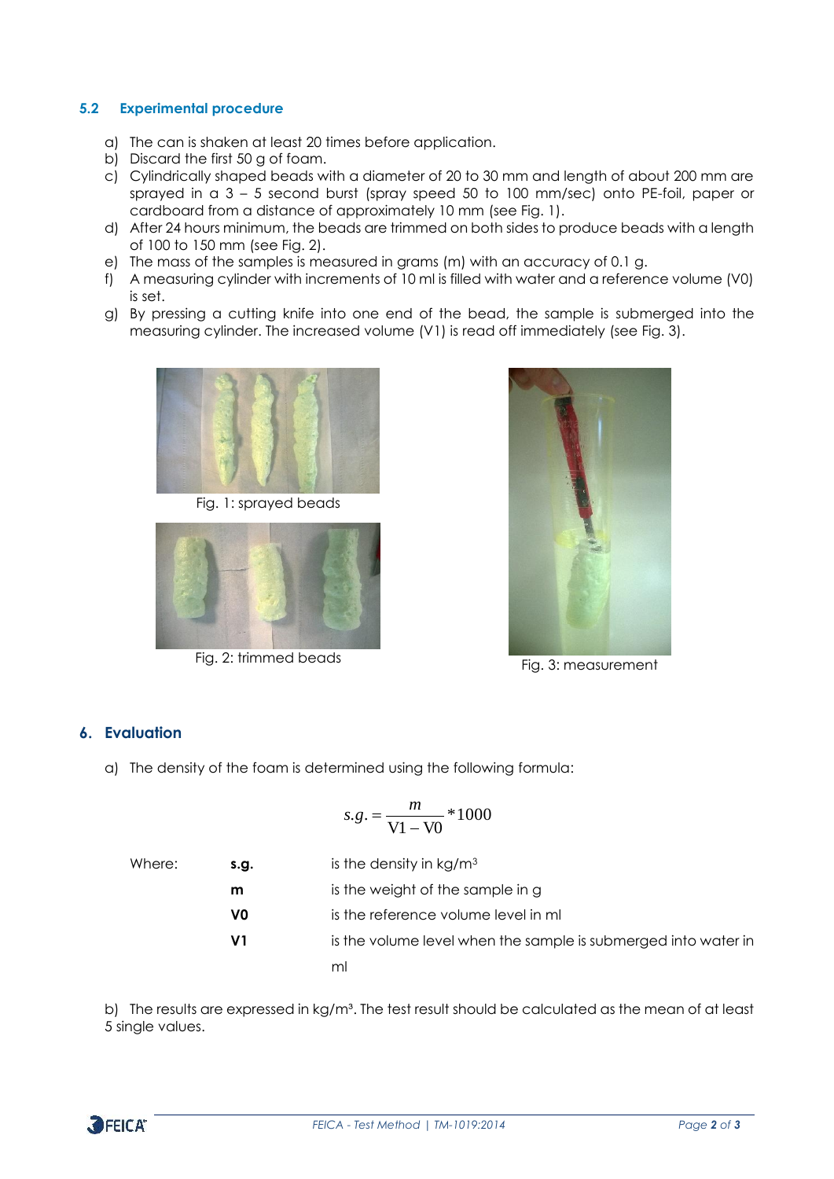### 5.2 Experimental procedure

a) The can is shaken at least 20 times before application.
b) Discard the first 50 g of foam.
c) Cylindrically shaped beads with a diameter of 20 to 30 mm and length of about 200 mm are sprayed in a 3 – 5 second burst (spray speed 50 to 100 mm/sec) onto PE-foil, paper or cardboard from a distance of approximately 10 mm (see Fig. 1).
d) After 24 hours minimum, the beads are trimmed on both sides to produce beads with a length of 100 to 150 mm (see Fig. 2).
e) The mass of the samples is measured in grams (m) with an accuracy of 0.1 g.
f) A measuring cylinder with increments of 10 ml is filled with water and a reference volume (V0) is set.
g) By pressing a cutting knife into one end of the bead, the sample is submerged into the measuring cylinder. The increased volume (V1) is read off immediately (see Fig. 3).

Fig. 1: sprayed beads

Fig. 2: trimmed beads

Fig. 3: measurement

## 6. Evaluation

a) The density of the foam is determined using the following formula:

$$s.g. = \frac{m}{\mathrm{V1} - \mathrm{V0}} * 1000$$

Where:

| | |
|---|---|
| **s.g.** | is the density in kg/m³ |
| **m** | is the weight of the sample in g |
| **V0** | is the reference volume level in ml |
| **V1** | is the volume level when the sample is submerged into water in ml |

b) The results are expressed in kg/m³. The test result should be calculated as the mean of at least 5 single values.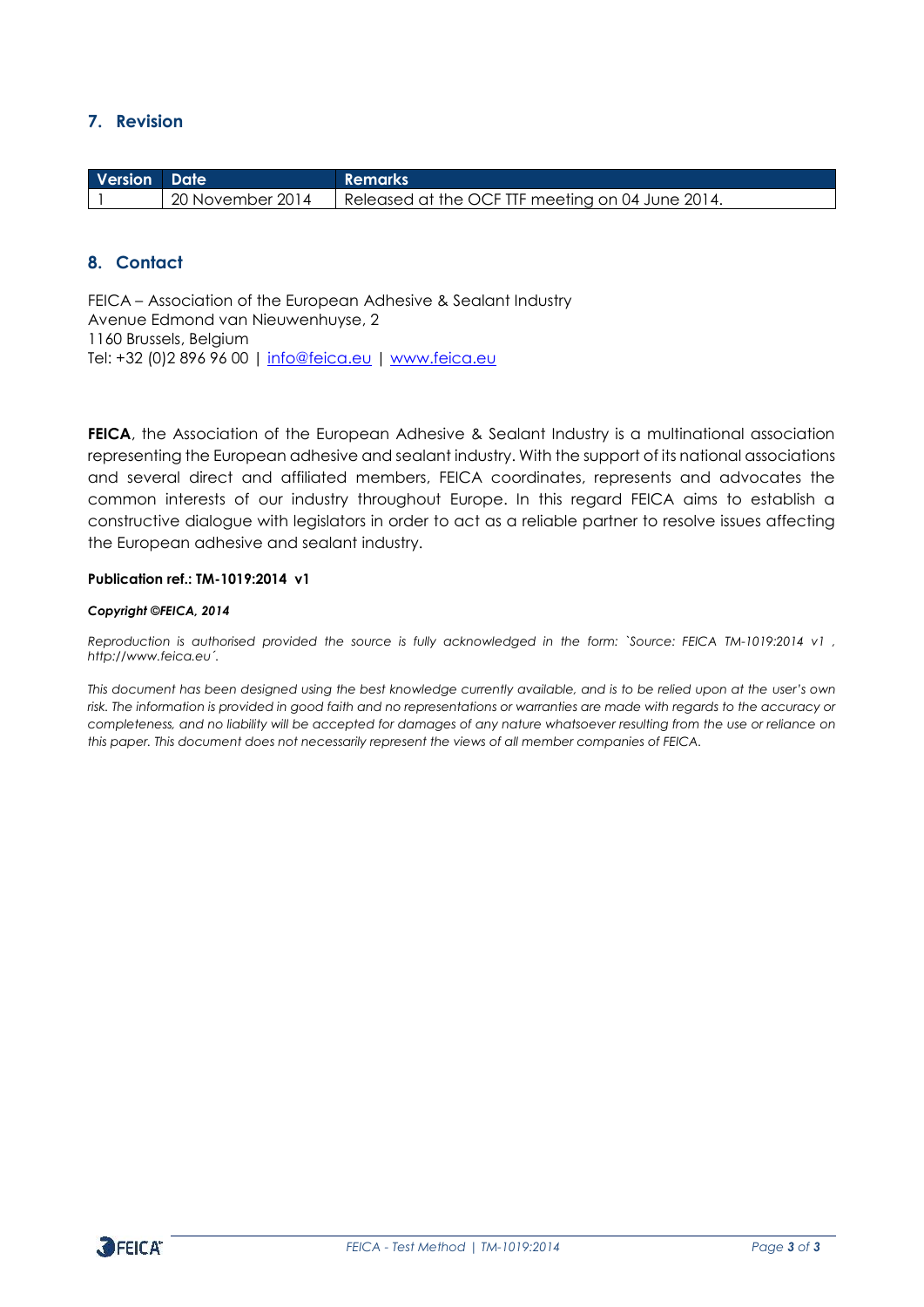## 7. Revision

| Version | Date | Remarks |
|---|---|---|
| 1 | 20 November 2014 | Released at the OCF TTF meeting on 04 June 2014. |

## 8. Contact

FEICA – Association of the European Adhesive & Sealant Industry
Avenue Edmond van Nieuwenhuyse, 2
1160 Brussels, Belgium
Tel: +32 (0)2 896 96 00 | info@feica.eu | www.feica.eu

**FEICA**, the Association of the European Adhesive & Sealant Industry is a multinational association representing the European adhesive and sealant industry. With the support of its national associations and several direct and affiliated members, FEICA coordinates, represents and advocates the common interests of our industry throughout Europe. In this regard FEICA aims to establish a constructive dialogue with legislators in order to act as a reliable partner to resolve issues affecting the European adhesive and sealant industry.

**Publication ref.: TM-1019:2014 v1**

***Copyright ©FEICA, 2014***

*Reproduction is authorised provided the source is fully acknowledged in the form: `Source: FEICA TM-1019:2014 v1 , http://www.feica.eu´.*

*This document has been designed using the best knowledge currently available, and is to be relied upon at the user's own risk. The information is provided in good faith and no representations or warranties are made with regards to the accuracy or completeness, and no liability will be accepted for damages of any nature whatsoever resulting from the use or reliance on this paper. This document does not necessarily represent the views of all member companies of FEICA.*